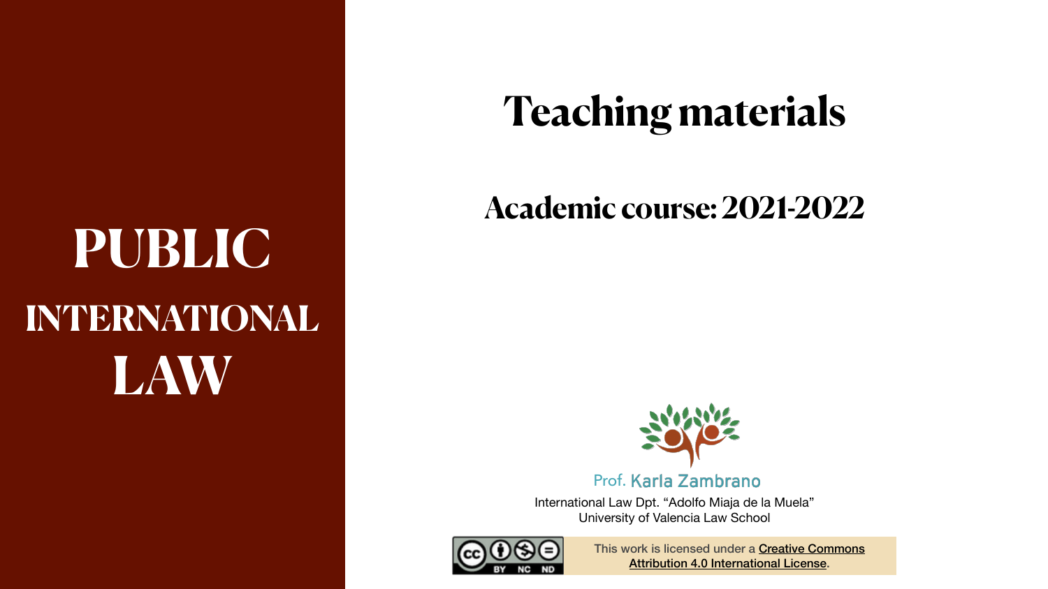# PUBLIC INTERNATIONAL LAW

# Teaching materials

## Academic course: 2021-2022

Prof. Karla Zambrano

International Law Dpt. "Adolfo Miaja de la Muela"
University of Valencia Law School

This work is licensed under a Creative Commons Attribution 4.0 International License.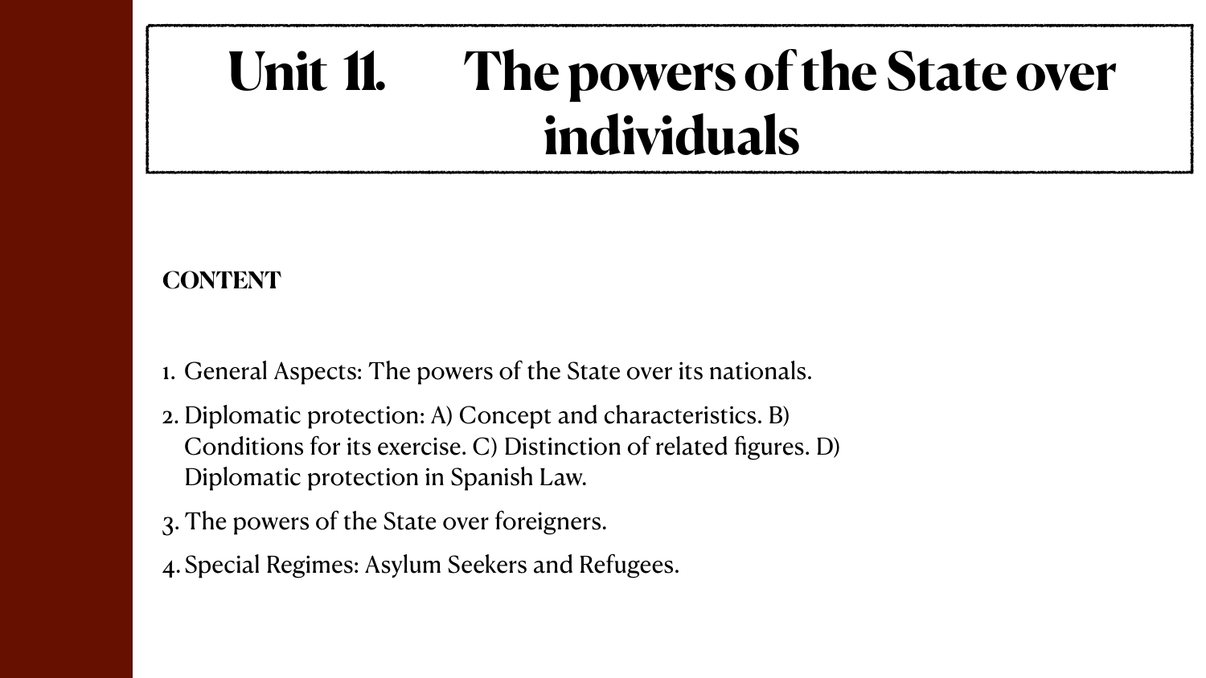# Unit 11. The powers of the State over individuals

**CONTENT**

1. General Aspects: The powers of the State over its nationals.
2. Diplomatic protection: A) Concept and characteristics. B) Conditions for its exercise. C) Distinction of related figures. D) Diplomatic protection in Spanish Law.
3. The powers of the State over foreigners.
4. Special Regimes: Asylum Seekers and Refugees.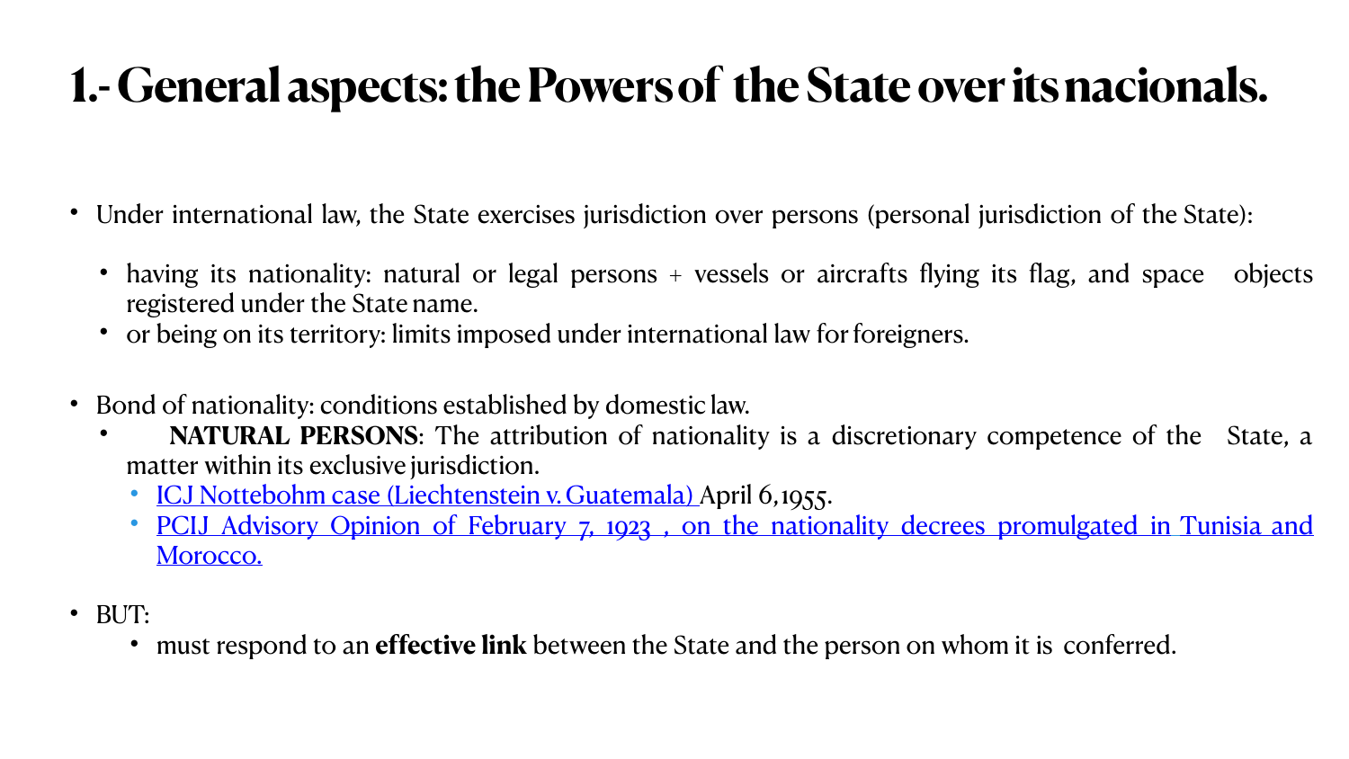# 1.- General aspects: the Powers of the State over its nacionals.

- Under international law, the State exercises jurisdiction over persons (personal jurisdiction of the State):
  - having its nationality: natural or legal persons + vessels or aircrafts flying its flag, and space objects registered under the State name.
  - or being on its territory: limits imposed under international law for foreigners.

- Bond of nationality: conditions established by domestic law.
  - **NATURAL PERSONS**: The attribution of nationality is a discretionary competence of the State, a matter within its exclusive jurisdiction.
    - ICJ Nottebohm case (Liechtenstein v. Guatemala) April 6, 1955.
    - PCIJ Advisory Opinion of February 7, 1923 , on the nationality decrees promulgated in Tunisia and Morocco.

- BUT:
  - must respond to an **effective link** between the State and the person on whom it is conferred.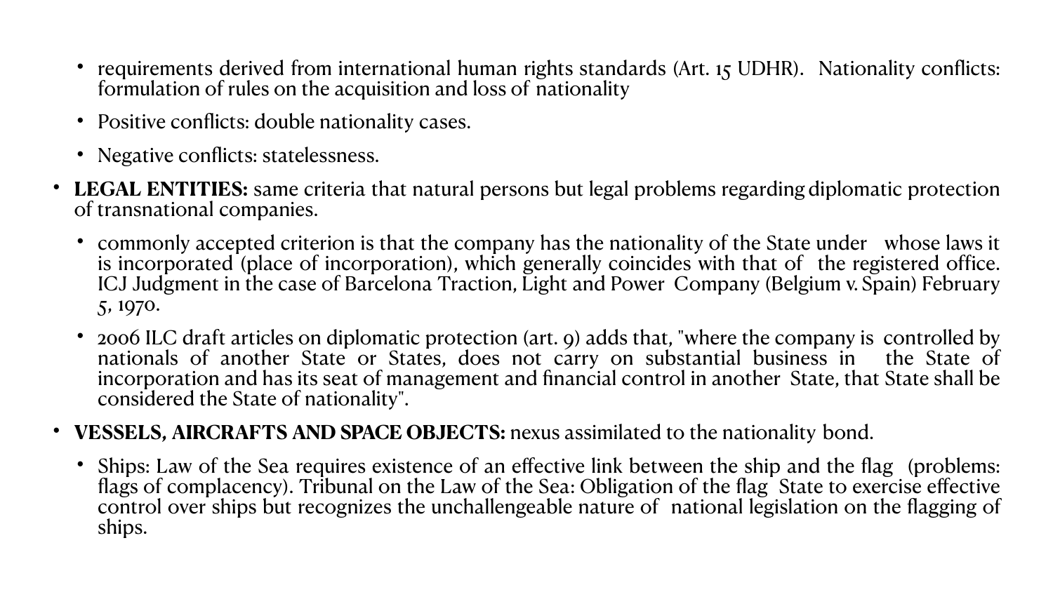- requirements derived from international human rights standards (Art. 15 UDHR). Nationality conflicts: formulation of rules on the acquisition and loss of nationality
  - Positive conflicts: double nationality cases.
  - Negative conflicts: statelessness.
- **LEGAL ENTITIES:** same criteria that natural persons but legal problems regarding diplomatic protection of transnational companies.
  - commonly accepted criterion is that the company has the nationality of the State under whose laws it is incorporated (place of incorporation), which generally coincides with that of the registered office. ICJ Judgment in the case of Barcelona Traction, Light and Power Company (Belgium v. Spain) February 5, 1970.
  - 2006 ILC draft articles on diplomatic protection (art. 9) adds that, "where the company is controlled by nationals of another State or States, does not carry on substantial business in the State of incorporation and has its seat of management and financial control in another State, that State shall be considered the State of nationality".
- **VESSELS, AIRCRAFTS AND SPACE OBJECTS:** nexus assimilated to the nationality bond.
  - Ships: Law of the Sea requires existence of an effective link between the ship and the flag (problems: flags of complacency). Tribunal on the Law of the Sea: Obligation of the flag State to exercise effective control over ships but recognizes the unchallengeable nature of national legislation on the flagging of ships.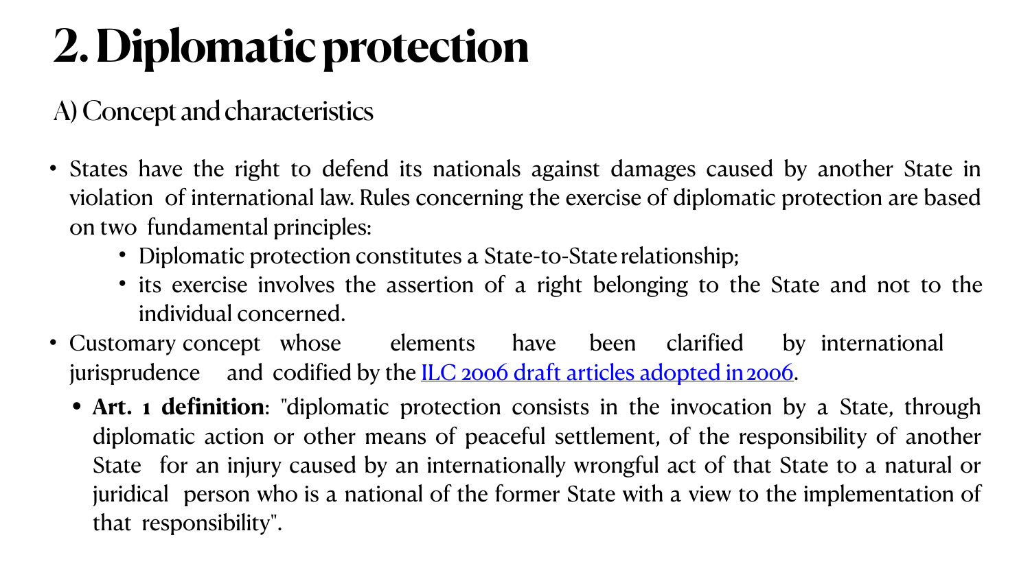# 2. Diplomatic protection

## A) Concept and characteristics

- States have the right to defend its nationals against damages caused by another State in violation of international law. Rules concerning the exercise of diplomatic protection are based on two fundamental principles:
  - Diplomatic protection constitutes a State-to-State relationship;
  - its exercise involves the assertion of a right belonging to the State and not to the individual concerned.
- Customary concept whose elements have been clarified by international jurisprudence and codified by the ILC 2006 draft articles adopted in 2006.
  - **Art. 1 definition**: "diplomatic protection consists in the invocation by a State, through diplomatic action or other means of peaceful settlement, of the responsibility of another State for an injury caused by an internationally wrongful act of that State to a natural or juridical person who is a national of the former State with a view to the implementation of that responsibility".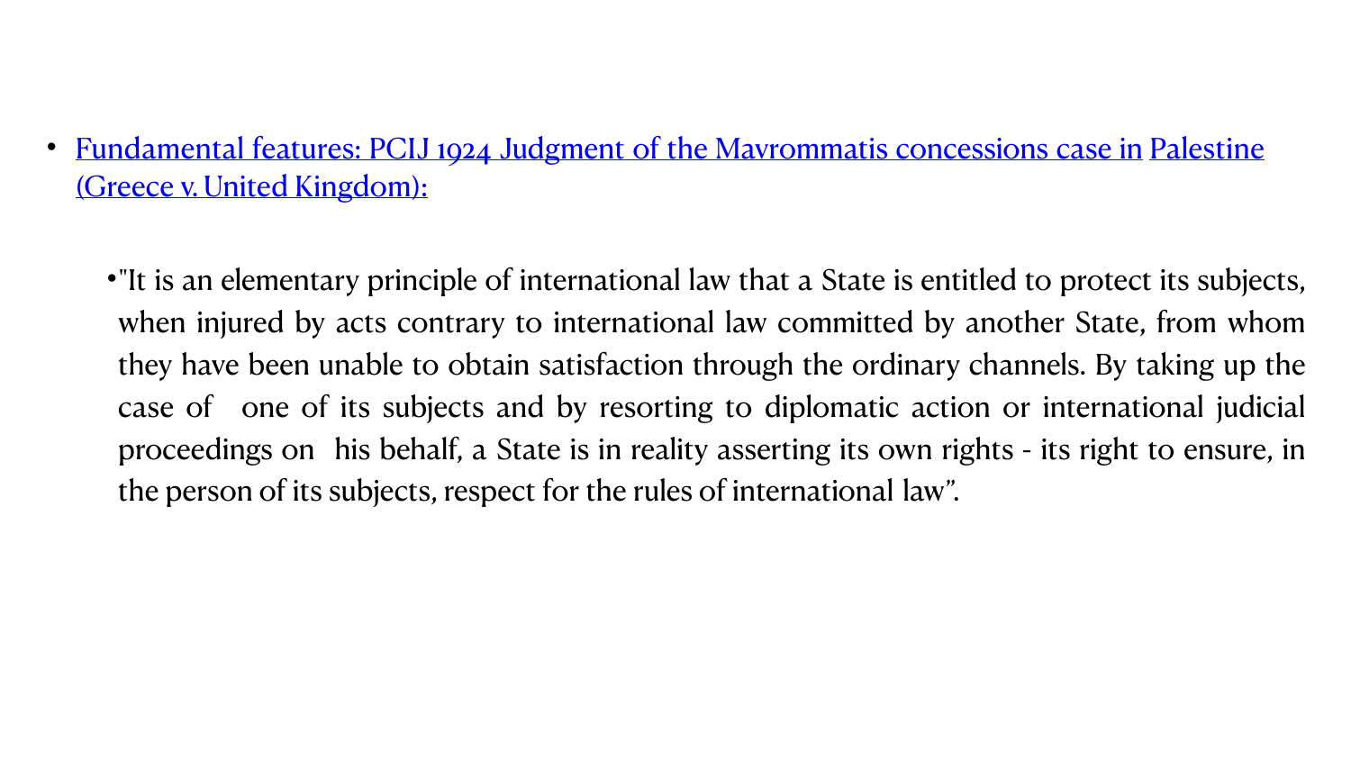- Fundamental features: PCIJ 1924 Judgment of the Mavrommatis concessions case in Palestine (Greece v. United Kingdom):
  - "It is an elementary principle of international law that a State is entitled to protect its subjects, when injured by acts contrary to international law committed by another State, from whom they have been unable to obtain satisfaction through the ordinary channels. By taking up the case of one of its subjects and by resorting to diplomatic action or international judicial proceedings on his behalf, a State is in reality asserting its own rights - its right to ensure, in the person of its subjects, respect for the rules of international law".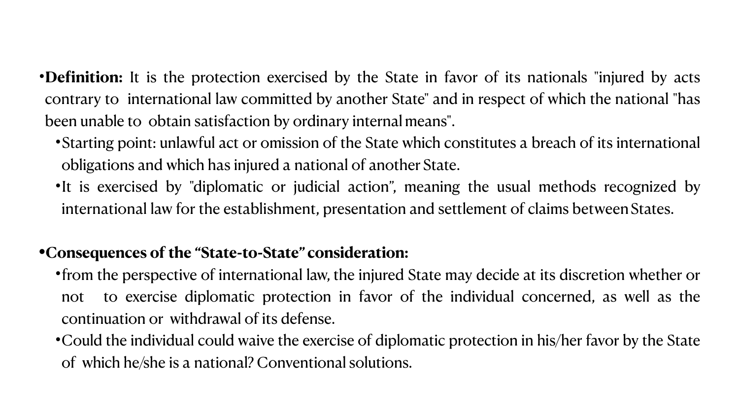- **Definition:** It is the protection exercised by the State in favor of its nationals "injured by acts contrary to international law committed by another State" and in respect of which the national "has been unable to obtain satisfaction by ordinary internal means".
  - Starting point: unlawful act or omission of the State which constitutes a breach of its international obligations and which has injured a national of another State.
  - It is exercised by "diplomatic or judicial action", meaning the usual methods recognized by international law for the establishment, presentation and settlement of claims between States.

- **Consequences of the "State-to-State" consideration:**
  - from the perspective of international law, the injured State may decide at its discretion whether or not to exercise diplomatic protection in favor of the individual concerned, as well as the continuation or withdrawal of its defense.
  - Could the individual could waive the exercise of diplomatic protection in his/her favor by the State of which he/she is a national? Conventional solutions.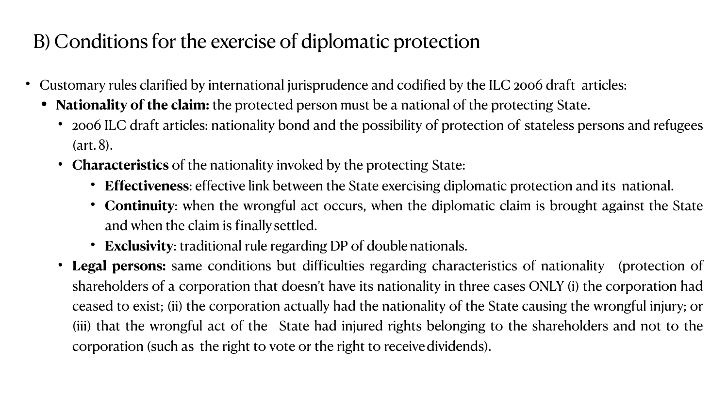## B) Conditions for the exercise of diplomatic protection

- Customary rules clarified by international jurisprudence and codified by the ILC 2006 draft articles:
  - **Nationality of the claim:** the protected person must be a national of the protecting State.
    - 2006 ILC draft articles: nationality bond and the possibility of protection of stateless persons and refugees (art. 8).
    - **Characteristics** of the nationality invoked by the protecting State:
      - **Effectiveness**: effective link between the State exercising diplomatic protection and its national.
      - **Continuity**: when the wrongful act occurs, when the diplomatic claim is brought against the State and when the claim is finally settled.
      - **Exclusivity**: traditional rule regarding DP of double nationals.
    - **Legal persons:** same conditions but difficulties regarding characteristics of nationality (protection of shareholders of a corporation that doesn't have its nationality in three cases ONLY (i) the corporation had ceased to exist; (ii) the corporation actually had the nationality of the State causing the wrongful injury; or (iii) that the wrongful act of the State had injured rights belonging to the shareholders and not to the corporation (such as the right to vote or the right to receive dividends).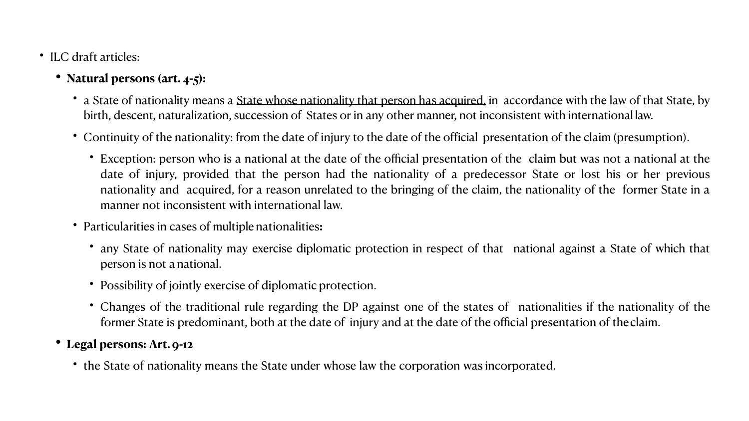- ILC draft articles:
  - **Natural persons (art. 4-5):**
    - a State of nationality means a <u>State whose nationality that person has acquired,</u> in accordance with the law of that State, by birth, descent, naturalization, succession of States or in any other manner, not inconsistent with international law.
    - Continuity of the nationality: from the date of injury to the date of the official presentation of the claim (presumption).
      - Exception: person who is a national at the date of the official presentation of the claim but was not a national at the date of injury, provided that the person had the nationality of a predecessor State or lost his or her previous nationality and acquired, for a reason unrelated to the bringing of the claim, the nationality of the former State in a manner not inconsistent with international law.
    - Particularities in cases of multiple nationalities**:**
      - any State of nationality may exercise diplomatic protection in respect of that national against a State of which that person is not a national.
      - Possibility of jointly exercise of diplomatic protection.
      - Changes of the traditional rule regarding the DP against one of the states of nationalities if the nationality of the former State is predominant, both at the date of injury and at the date of the official presentation of the claim.
  - **Legal persons: Art. 9-12**
    - the State of nationality means the State under whose law the corporation was incorporated.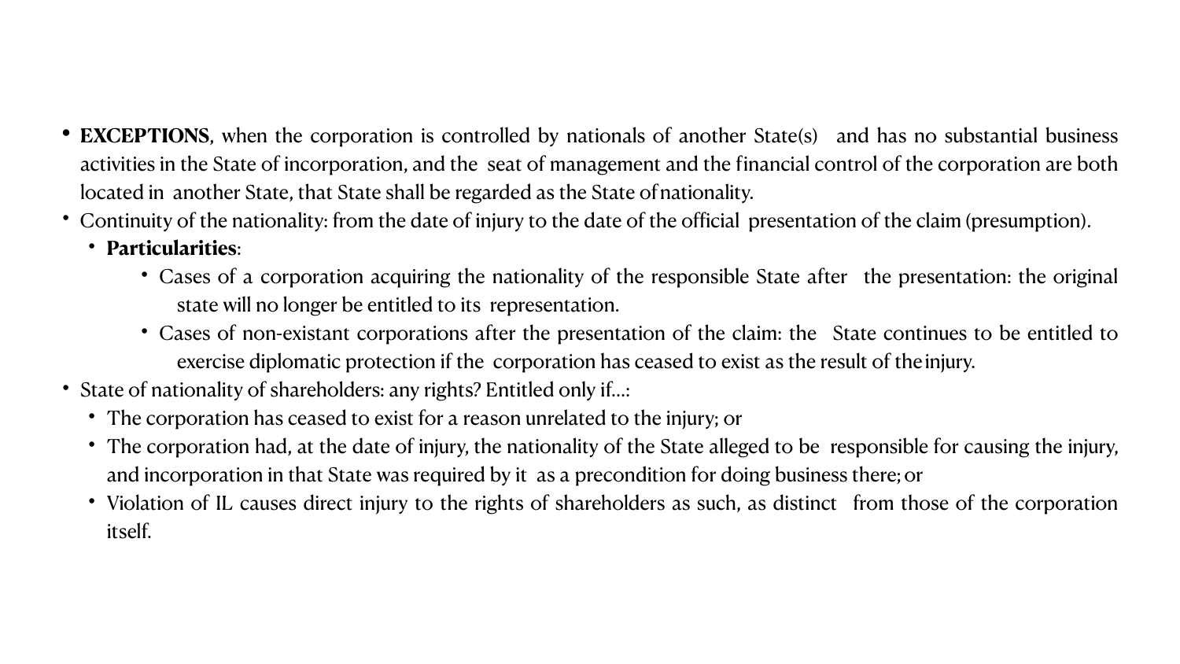- **EXCEPTIONS**, when the corporation is controlled by nationals of another State(s) and has no substantial business activities in the State of incorporation, and the seat of management and the financial control of the corporation are both located in another State, that State shall be regarded as the State of nationality.
- Continuity of the nationality: from the date of injury to the date of the official presentation of the claim (presumption).
  - **Particularities**:
    - Cases of a corporation acquiring the nationality of the responsible State after the presentation: the original state will no longer be entitled to its representation.
    - Cases of non-existant corporations after the presentation of the claim: the State continues to be entitled to exercise diplomatic protection if the corporation has ceased to exist as the result of the injury.
- State of nationality of shareholders: any rights? Entitled only if…:
  - The corporation has ceased to exist for a reason unrelated to the injury; or
  - The corporation had, at the date of injury, the nationality of the State alleged to be responsible for causing the injury, and incorporation in that State was required by it as a precondition for doing business there; or
  - Violation of IL causes direct injury to the rights of shareholders as such, as distinct from those of the corporation itself.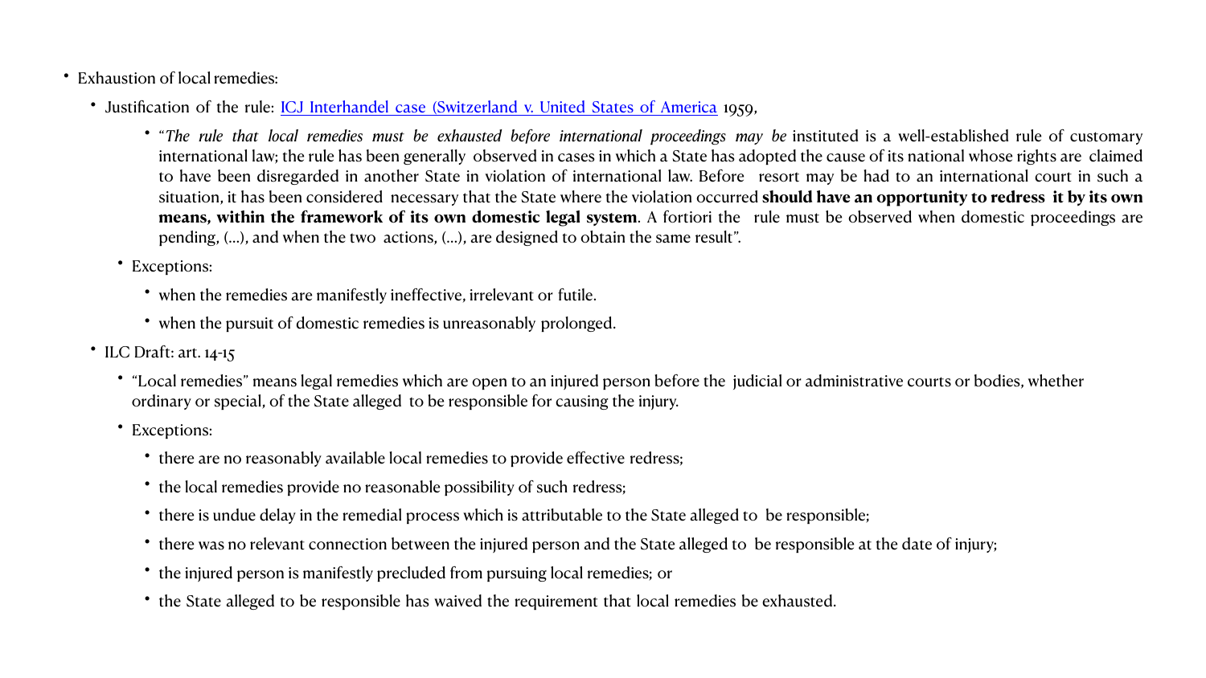- Exhaustion of local remedies:
  - Justification of the rule: [ICJ Interhandel case (Switzerland v. United States of America](#) 1959,
    - "*The rule that local remedies must be exhausted before international proceedings may be* instituted is a well-established rule of customary international law; the rule has been generally observed in cases in which a State has adopted the cause of its national whose rights are claimed to have been disregarded in another State in violation of international law. Before resort may be had to an international court in such a situation, it has been considered necessary that the State where the violation occurred **should have an opportunity to redress it by its own means, within the framework of its own domestic legal system**. A fortiori the rule must be observed when domestic proceedings are pending, (…), and when the two actions, (…), are designed to obtain the same result".
  - Exceptions:
    - when the remedies are manifestly ineffective, irrelevant or futile.
    - when the pursuit of domestic remedies is unreasonably prolonged.
- ILC Draft: art. 14-15
  - "Local remedies" means legal remedies which are open to an injured person before the judicial or administrative courts or bodies, whether ordinary or special, of the State alleged to be responsible for causing the injury.
  - Exceptions:
    - there are no reasonably available local remedies to provide effective redress;
    - the local remedies provide no reasonable possibility of such redress;
    - there is undue delay in the remedial process which is attributable to the State alleged to be responsible;
    - there was no relevant connection between the injured person and the State alleged to be responsible at the date of injury;
    - the injured person is manifestly precluded from pursuing local remedies; or
    - the State alleged to be responsible has waived the requirement that local remedies be exhausted.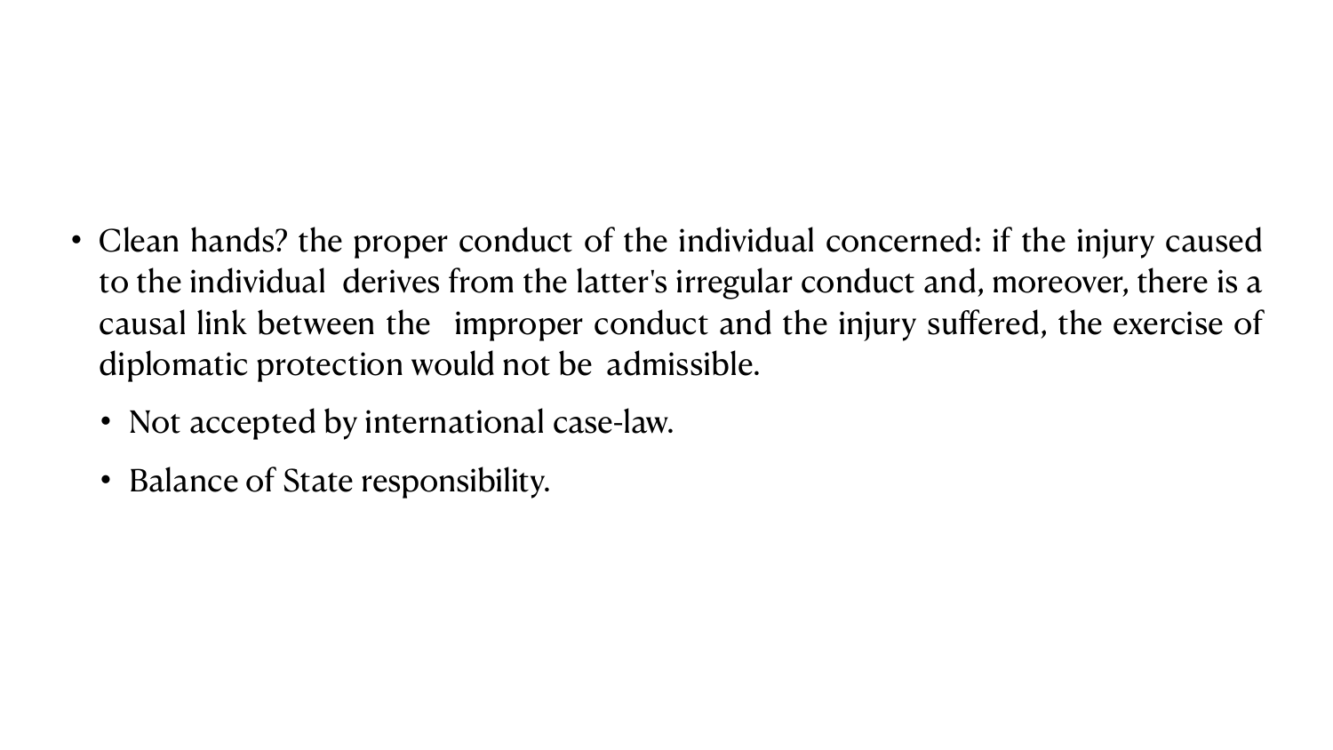- Clean hands? the proper conduct of the individual concerned: if the injury caused to the individual derives from the latter's irregular conduct and, moreover, there is a causal link between the improper conduct and the injury suffered, the exercise of diplomatic protection would not be admissible.
  - Not accepted by international case-law.
  - Balance of State responsibility.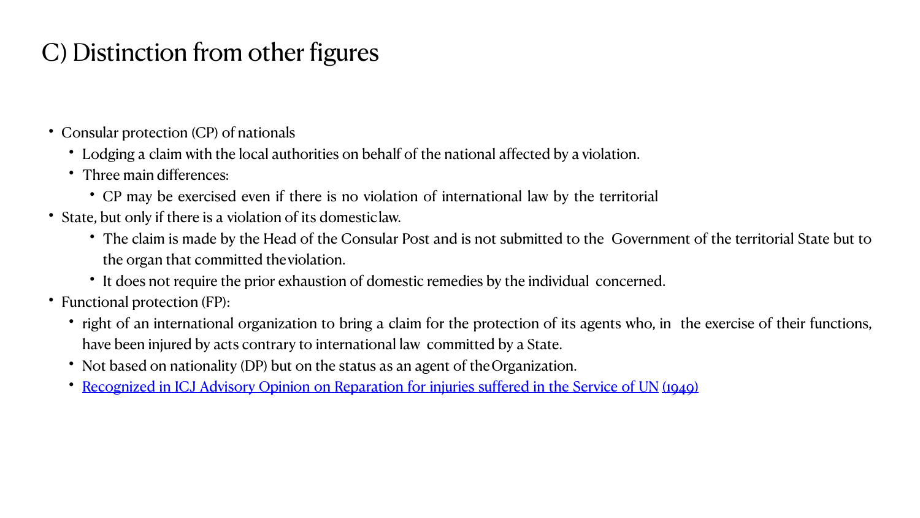# C) Distinction from other figures

- Consular protection (CP) of nationals
  - Lodging a claim with the local authorities on behalf of the national affected by a violation.
  - Three main differences:
    - CP may be exercised even if there is no violation of international law by the territorial
- State, but only if there is a violation of its domestic law.
    - The claim is made by the Head of the Consular Post and is not submitted to the Government of the territorial State but to the organ that committed the violation.
    - It does not require the prior exhaustion of domestic remedies by the individual concerned.
- Functional protection (FP):
  - right of an international organization to bring a claim for the protection of its agents who, in the exercise of their functions, have been injured by acts contrary to international law committed by a State.
  - Not based on nationality (DP) but on the status as an agent of the Organization.
  - Recognized in ICJ Advisory Opinion on Reparation for injuries suffered in the Service of UN (1949)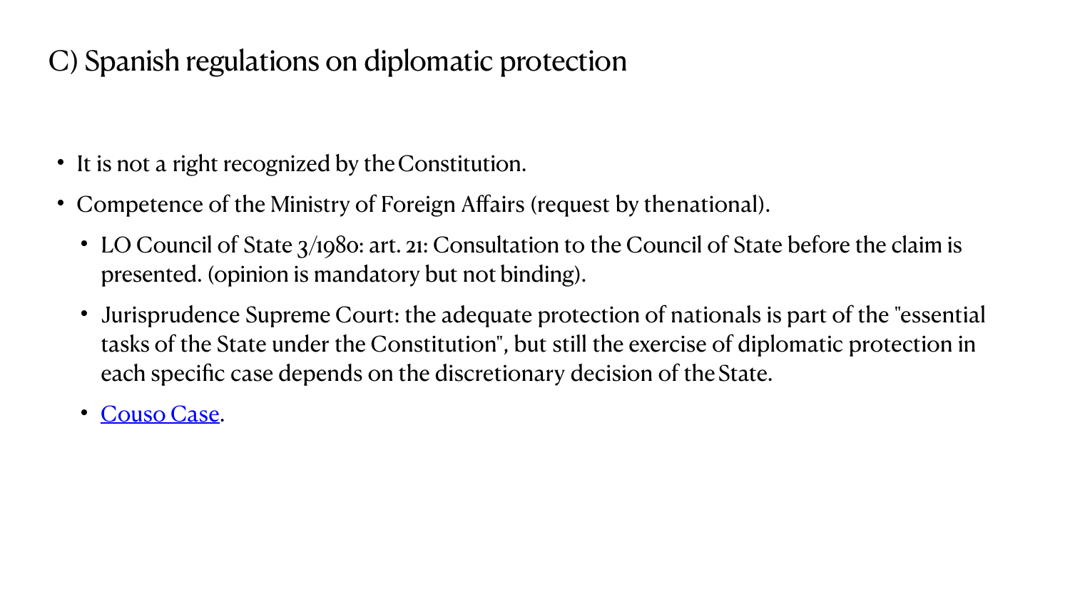# C) Spanish regulations on diplomatic protection

- It is not a right recognized by the Constitution.
- Competence of the Ministry of Foreign Affairs (request by the national).
  - LO Council of State 3/1980: art. 21: Consultation to the Council of State before the claim is presented. (opinion is mandatory but not binding).
  - Jurisprudence Supreme Court: the adequate protection of nationals is part of the "essential tasks of the State under the Constitution", but still the exercise of diplomatic protection in each specific case depends on the discretionary decision of the State.
  - Couso Case.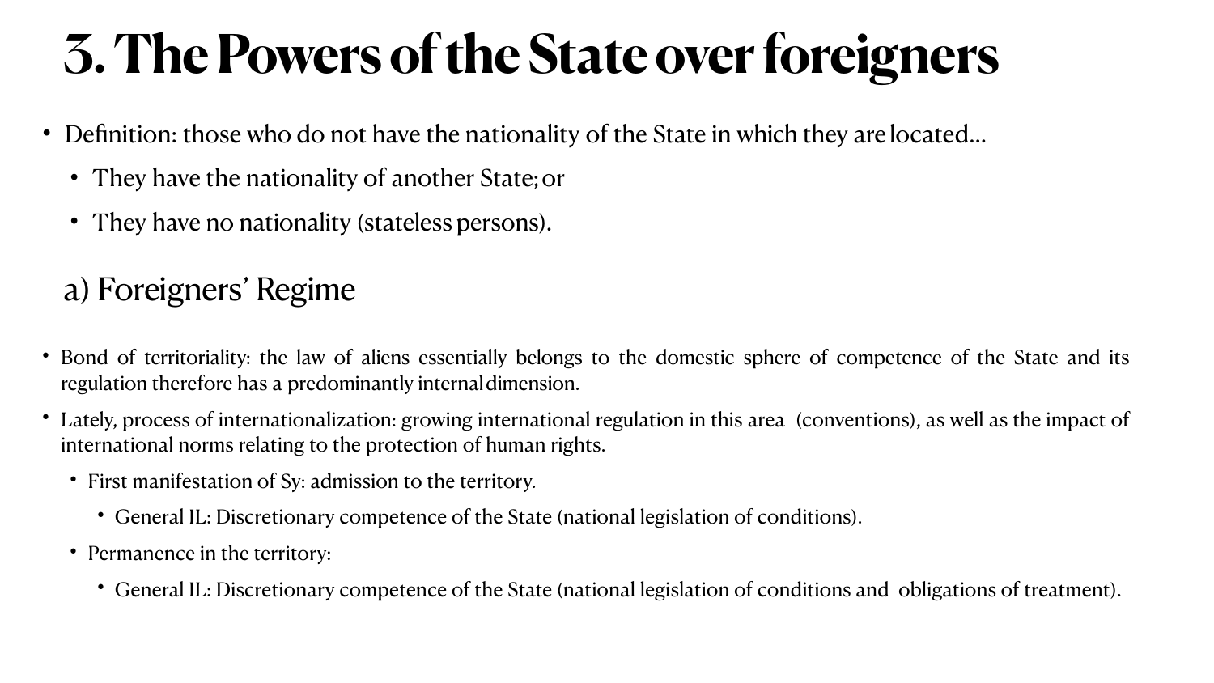# 3. The Powers of the State over foreigners

- Definition: those who do not have the nationality of the State in which they are located...
  - They have the nationality of another State; or
  - They have no nationality (stateless persons).

## a) Foreigners' Regime

- Bond of territoriality: the law of aliens essentially belongs to the domestic sphere of competence of the State and its regulation therefore has a predominantly internal dimension.
- Lately, process of internationalization: growing international regulation in this area (conventions), as well as the impact of international norms relating to the protection of human rights.
  - First manifestation of Sy: admission to the territory.
    - General IL: Discretionary competence of the State (national legislation of conditions).
  - Permanence in the territory:
    - General IL: Discretionary competence of the State (national legislation of conditions and obligations of treatment).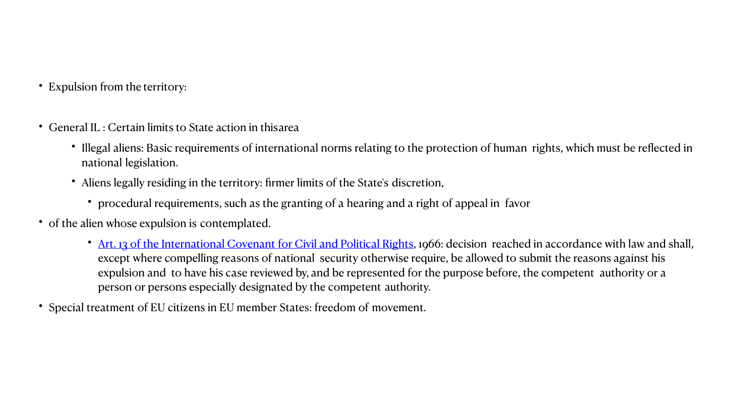- Expulsion from the territory:

- General IL : Certain limits to State action in thisarea
  - Illegal aliens: Basic requirements of international norms relating to the protection of human rights, which must be reflected in national legislation.
  - Aliens legally residing in the territory: firmer limits of the State's discretion,
    - procedural requirements, such as the granting of a hearing and a right of appeal in favor
- of the alien whose expulsion is contemplated.
    - Art. 13 of the International Covenant for Civil and Political Rights, 1966: decision reached in accordance with law and shall, except where compelling reasons of national security otherwise require, be allowed to submit the reasons against his expulsion and to have his case reviewed by, and be represented for the purpose before, the competent authority or a person or persons especially designated by the competent authority.
- Special treatment of EU citizens in EU member States: freedom of movement.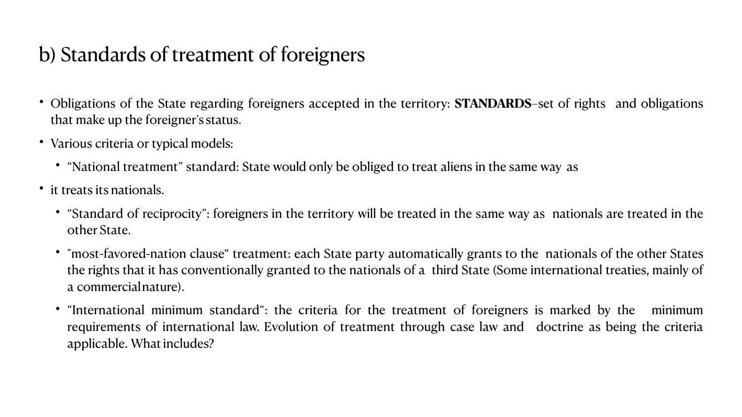## b) Standards of treatment of foreigners

- Obligations of the State regarding foreigners accepted in the territory: **STANDARDS**–set of rights and obligations that make up the foreigner's status.
- Various criteria or typical models:
  - "National treatment" standard: State would only be obliged to treat aliens in the same way as
- it treats its nationals.
  - "Standard of reciprocity": foreigners in the territory will be treated in the same way as nationals are treated in the other State.
  - "most-favored-nation clause" treatment: each State party automatically grants to the nationals of the other States the rights that it has conventionally granted to the nationals of a third State (Some international treaties, mainly of a commercial nature).
  - "International minimum standard": the criteria for the treatment of foreigners is marked by the minimum requirements of international law. Evolution of treatment through case law and doctrine as being the criteria applicable. What includes?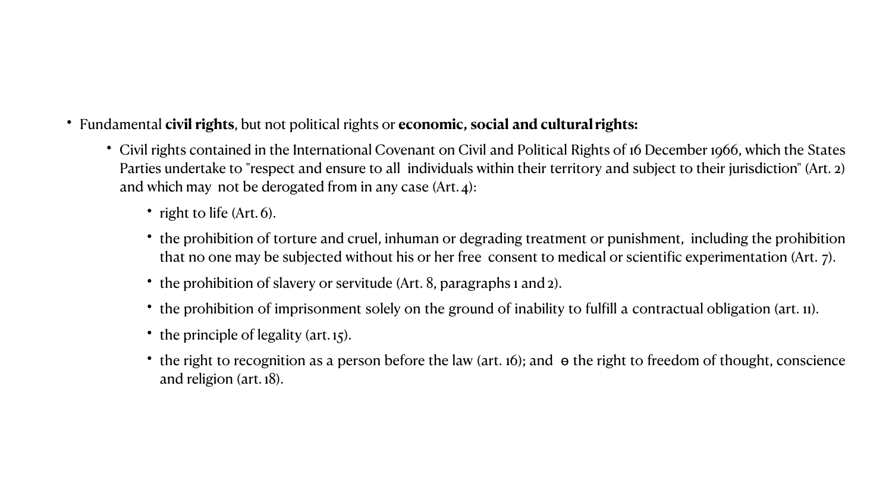- Fundamental **civil rights**, but not political rights or **economic, social and cultural rights:**
  - Civil rights contained in the International Covenant on Civil and Political Rights of 16 December 1966, which the States Parties undertake to "respect and ensure to all individuals within their territory and subject to their jurisdiction" (Art. 2) and which may not be derogated from in any case (Art. 4):
    - right to life (Art. 6).
    - the prohibition of torture and cruel, inhuman or degrading treatment or punishment, including the prohibition that no one may be subjected without his or her free consent to medical or scientific experimentation (Art. 7).
    - the prohibition of slavery or servitude (Art. 8, paragraphs 1 and 2).
    - the prohibition of imprisonment solely on the ground of inability to fulfill a contractual obligation (art. 11).
    - the principle of legality (art. 15).
    - the right to recognition as a person before the law (art. 16); and ɵ the right to freedom of thought, conscience and religion (art. 18).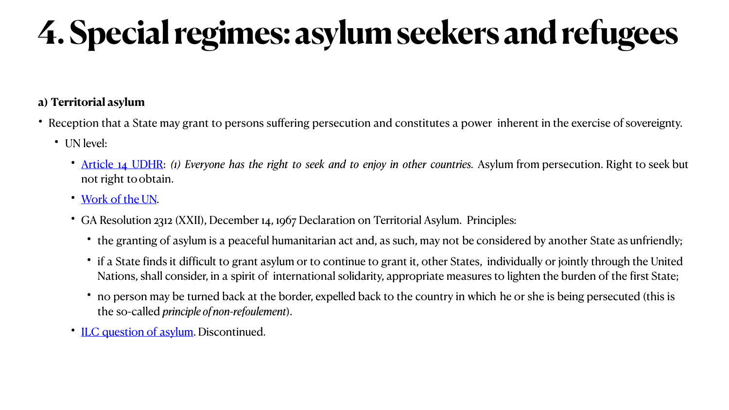# 4. Special regimes: asylum seekers and refugees

**a) Territorial asylum**

- Reception that a State may grant to persons suffering persecution and constitutes a power inherent in the exercise of sovereignty.
  - UN level:
    - Article 14 UDHR: *(1) Everyone has the right to seek and to enjoy in other countries.* Asylum from persecution. Right to seek but not right to obtain.
    - Work of the UN.
    - GA Resolution 2312 (XXII), December 14, 1967 Declaration on Territorial Asylum. Principles:
      - the granting of asylum is a peaceful humanitarian act and, as such, may not be considered by another State as unfriendly;
      - if a State finds it difficult to grant asylum or to continue to grant it, other States, individually or jointly through the United Nations, shall consider, in a spirit of international solidarity, appropriate measures to lighten the burden of the first State;
      - no person may be turned back at the border, expelled back to the country in which he or she is being persecuted (this is the so-called *principle of non-refoulement*).
    - ILC question of asylum. Discontinued.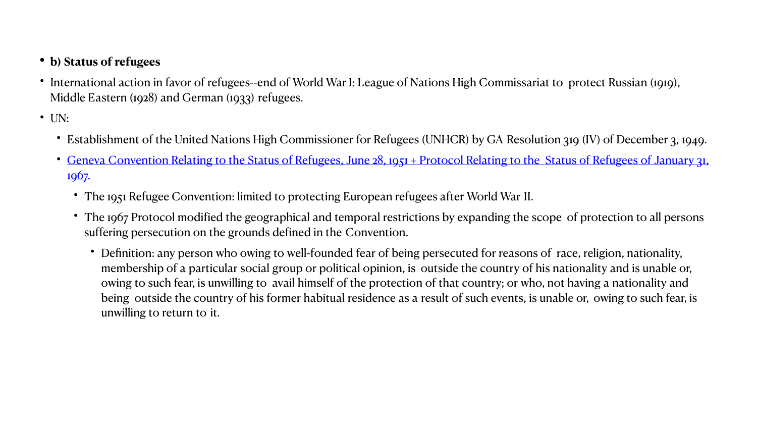- **b) Status of refugees**
- International action in favor of refugees--end of World War I: League of Nations High Commissariat to protect Russian (1919), Middle Eastern (1928) and German (1933) refugees.
- UN:
  - Establishment of the United Nations High Commissioner for Refugees (UNHCR) by GA Resolution 319 (IV) of December 3, 1949.
  - Geneva Convention Relating to the Status of Refugees, June 28, 1951 + Protocol Relating to the Status of Refugees of January 31, 1967.
    - The 1951 Refugee Convention: limited to protecting European refugees after World War II.
    - The 1967 Protocol modified the geographical and temporal restrictions by expanding the scope of protection to all persons suffering persecution on the grounds defined in the Convention.
      - Definition: any person who owing to well-founded fear of being persecuted for reasons of race, religion, nationality, membership of a particular social group or political opinion, is outside the country of his nationality and is unable or, owing to such fear, is unwilling to avail himself of the protection of that country; or who, not having a nationality and being outside the country of his former habitual residence as a result of such events, is unable or, owing to such fear, is unwilling to return to it.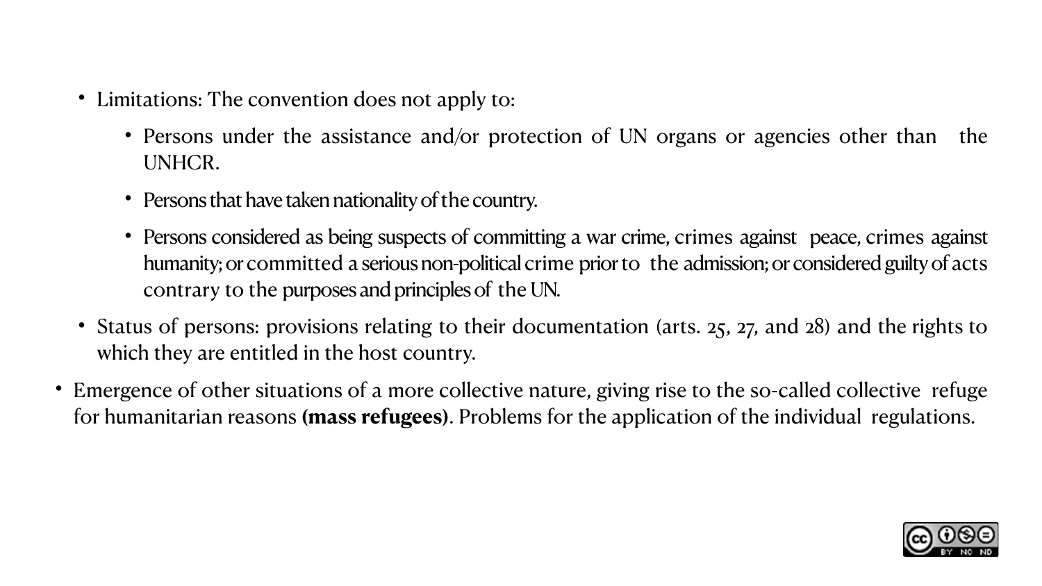- Limitations: The convention does not apply to:
  - Persons under the assistance and/or protection of UN organs or agencies other than the UNHCR.
  - Persons that have taken nationality of the country.
  - Persons considered as being suspects of committing a war crime, crimes against peace, crimes against humanity; or committed a serious non-political crime prior to the admission; or considered guilty of acts contrary to the purposes and principles of the UN.
- Status of persons: provisions relating to their documentation (arts. 25, 27, and 28) and the rights to which they are entitled in the host country.

- Emergence of other situations of a more collective nature, giving rise to the so-called collective refuge for humanitarian reasons **(mass refugees)**. Problems for the application of the individual regulations.